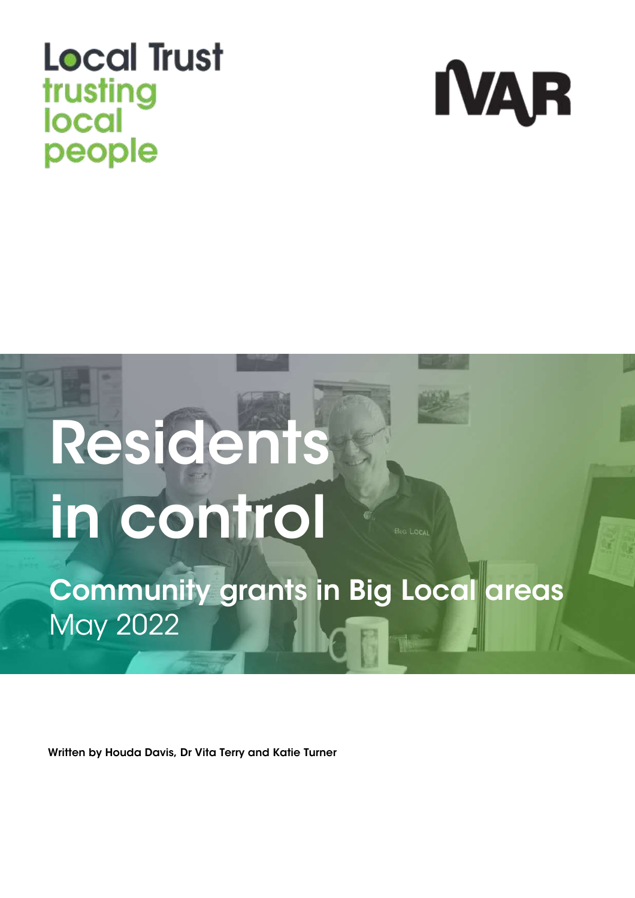Local Trust
trusting local people

IVAR

# Residents in control

## Community grants in Big Local areas

May 2022

**Written by Houda Davis, Dr Vita Terry and Katie Turner**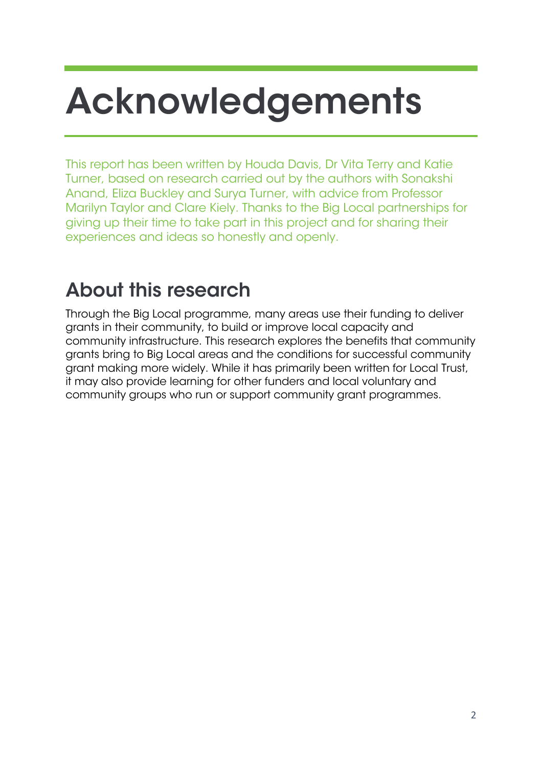# Acknowledgements

This report has been written by Houda Davis, Dr Vita Terry and Katie Turner, based on research carried out by the authors with Sonakshi Anand, Eliza Buckley and Surya Turner, with advice from Professor Marilyn Taylor and Clare Kiely. Thanks to the Big Local partnerships for giving up their time to take part in this project and for sharing their experiences and ideas so honestly and openly.

## About this research

Through the Big Local programme, many areas use their funding to deliver grants in their community, to build or improve local capacity and community infrastructure. This research explores the benefits that community grants bring to Big Local areas and the conditions for successful community grant making more widely. While it has primarily been written for Local Trust, it may also provide learning for other funders and local voluntary and community groups who run or support community grant programmes.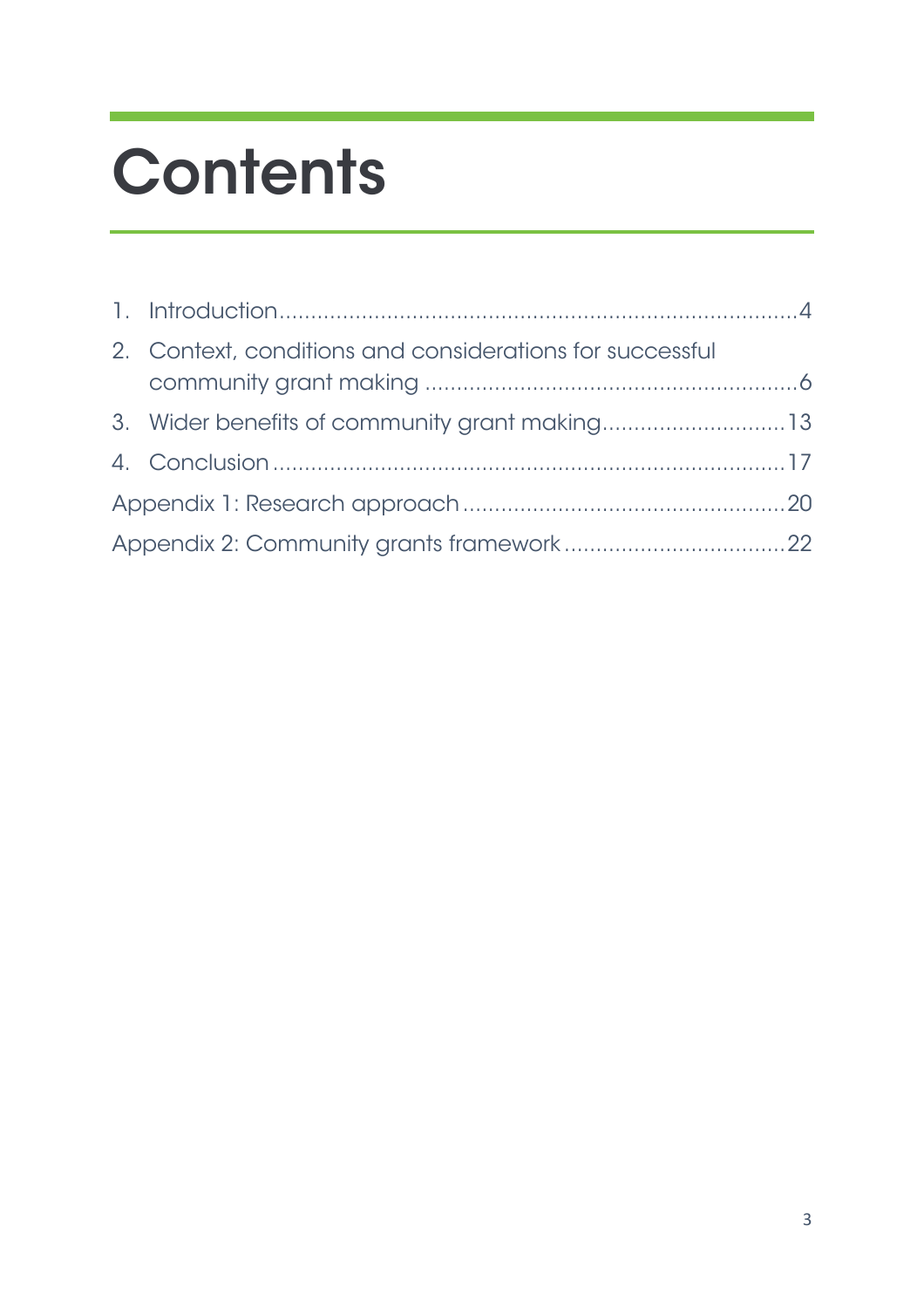# Contents

1. Introduction....................................................................................4
2. Context, conditions and considerations for successful community grant making ...........................................................6
3. Wider benefits of community grant making.............................13
4. Conclusion ..................................................................................17

Appendix 1: Research approach ...................................................20

Appendix 2: Community grants framework ...................................22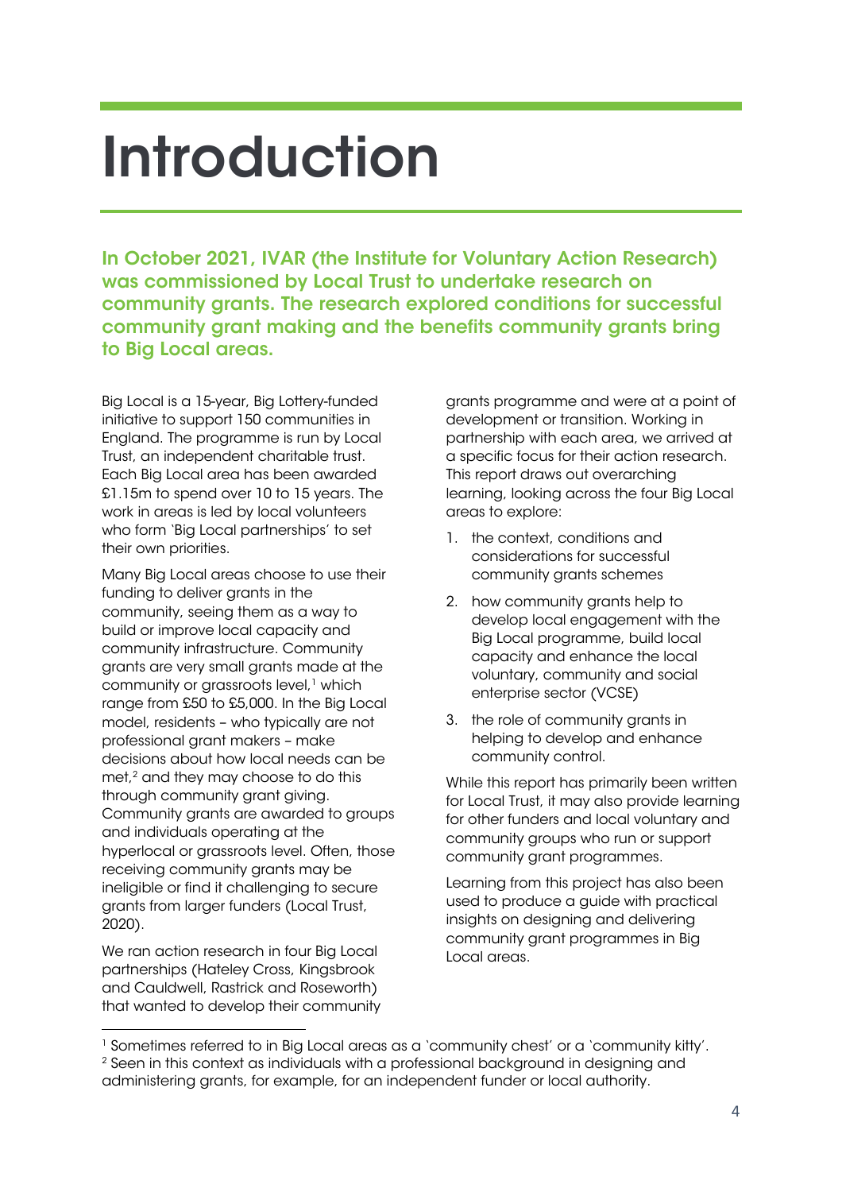# Introduction

**In October 2021, IVAR (the Institute for Voluntary Action Research) was commissioned by Local Trust to undertake research on community grants. The research explored conditions for successful community grant making and the benefits community grants bring to Big Local areas.**

Big Local is a 15-year, Big Lottery-funded initiative to support 150 communities in England. The programme is run by Local Trust, an independent charitable trust. Each Big Local area has been awarded £1.15m to spend over 10 to 15 years. The work in areas is led by local volunteers who form 'Big Local partnerships' to set their own priorities.

Many Big Local areas choose to use their funding to deliver grants in the community, seeing them as a way to build or improve local capacity and community infrastructure. Community grants are very small grants made at the community or grassroots level,[1] which range from £50 to £5,000. In the Big Local model, residents – who typically are not professional grant makers – make decisions about how local needs can be met,[2] and they may choose to do this through community grant giving. Community grants are awarded to groups and individuals operating at the hyperlocal or grassroots level. Often, those receiving community grants may be ineligible or find it challenging to secure grants from larger funders (Local Trust, 2020).

We ran action research in four Big Local partnerships (Hateley Cross, Kingsbrook and Cauldwell, Rastrick and Roseworth) that wanted to develop their community grants programme and were at a point of development or transition. Working in partnership with each area, we arrived at a specific focus for their action research. This report draws out overarching learning, looking across the four Big Local areas to explore:

1. the context, conditions and considerations for successful community grants schemes
2. how community grants help to develop local engagement with the Big Local programme, build local capacity and enhance the local voluntary, community and social enterprise sector (VCSE)
3. the role of community grants in helping to develop and enhance community control.

While this report has primarily been written for Local Trust, it may also provide learning for other funders and local voluntary and community groups who run or support community grant programmes.

Learning from this project has also been used to produce a guide with practical insights on designing and delivering community grant programmes in Big Local areas.

---

[1] Sometimes referred to in Big Local areas as a 'community chest' or a 'community kitty'.

[2] Seen in this context as individuals with a professional background in designing and administering grants, for example, for an independent funder or local authority.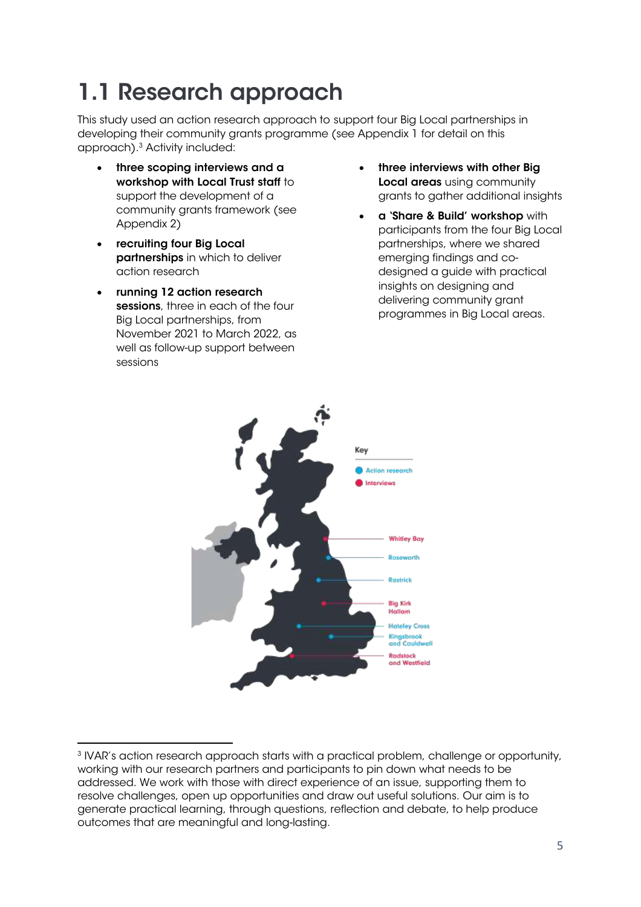## 1.1 Research approach

This study used an action research approach to support four Big Local partnerships in developing their community grants programme (see Appendix 1 for detail on this approach).[3] Activity included:

- **three scoping interviews and a workshop with Local Trust staff** to support the development of a community grants framework (see Appendix 2)
- **recruiting four Big Local partnerships** in which to deliver action research
- **running 12 action research sessions**, three in each of the four Big Local partnerships, from November 2021 to March 2022, as well as follow-up support between sessions
- **three interviews with other Big Local areas** using community grants to gather additional insights
- **a 'Share & Build' workshop** with participants from the four Big Local partnerships, where we shared emerging findings and co-designed a guide with practical insights on designing and delivering community grant programmes in Big Local areas.

Key

- Action research
- Interviews

Whitley Bay

Roseworth

Rastrick

Big Kirk Hallam

Hateley Cross

Kingsbrook and Cauldwell

Radstock and Westfield

[3] IVAR's action research approach starts with a practical problem, challenge or opportunity, working with our research partners and participants to pin down what needs to be addressed. We work with those with direct experience of an issue, supporting them to resolve challenges, open up opportunities and draw out useful solutions. Our aim is to generate practical learning, through questions, reflection and debate, to help produce outcomes that are meaningful and long-lasting.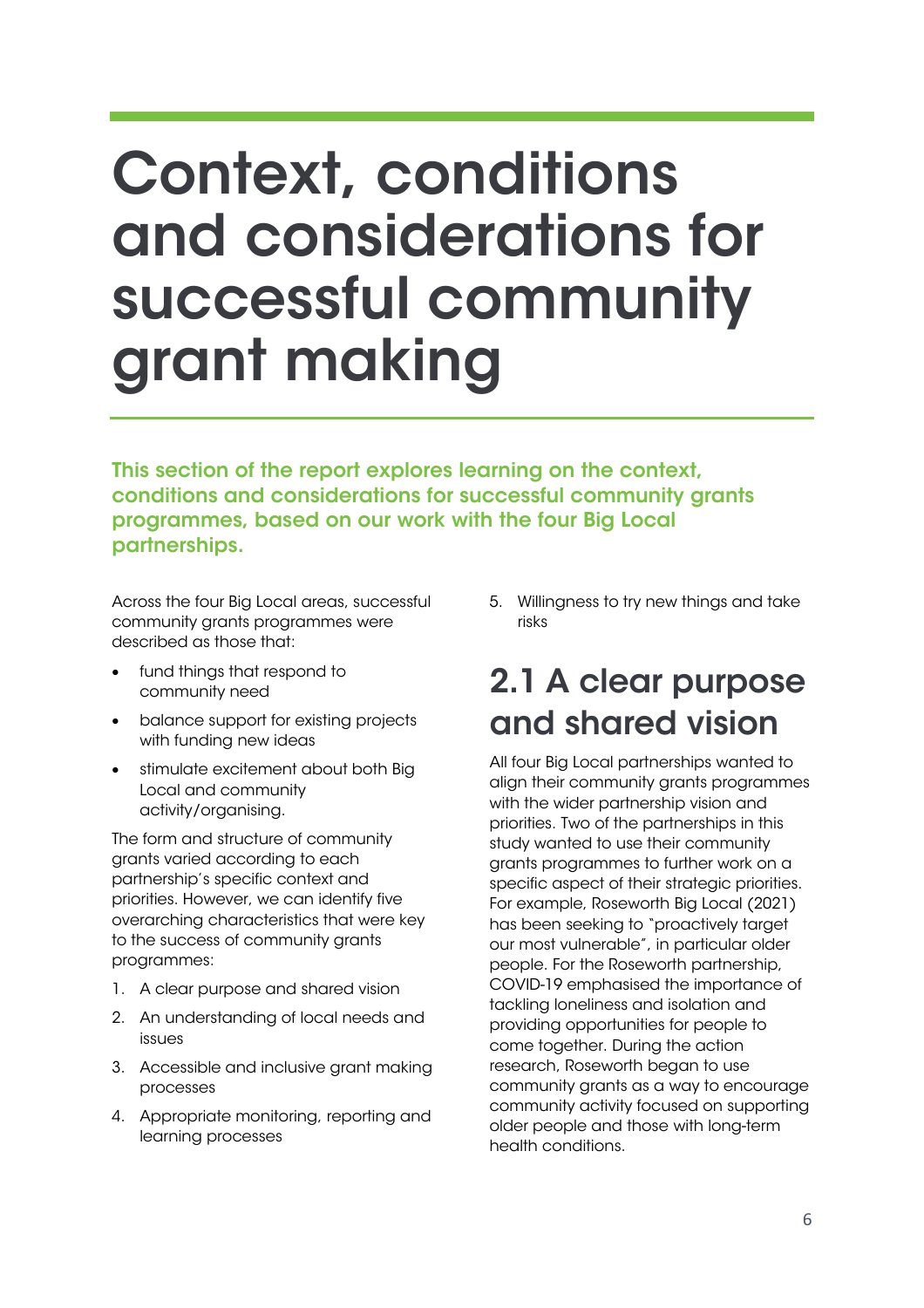# Context, conditions and considerations for successful community grant making

**This section of the report explores learning on the context, conditions and considerations for successful community grants programmes, based on our work with the four Big Local partnerships.**

Across the four Big Local areas, successful community grants programmes were described as those that:

- fund things that respond to community need
- balance support for existing projects with funding new ideas
- stimulate excitement about both Big Local and community activity/organising.

The form and structure of community grants varied according to each partnership's specific context and priorities. However, we can identify five overarching characteristics that were key to the success of community grants programmes:

1. A clear purpose and shared vision
2. An understanding of local needs and issues
3. Accessible and inclusive grant making processes
4. Appropriate monitoring, reporting and learning processes
5. Willingness to try new things and take risks

## 2.1 A clear purpose and shared vision

All four Big Local partnerships wanted to align their community grants programmes with the wider partnership vision and priorities. Two of the partnerships in this study wanted to use their community grants programmes to further work on a specific aspect of their strategic priorities. For example, Roseworth Big Local (2021) has been seeking to "proactively target our most vulnerable", in particular older people. For the Roseworth partnership, COVID-19 emphasised the importance of tackling loneliness and isolation and providing opportunities for people to come together. During the action research, Roseworth began to use community grants as a way to encourage community activity focused on supporting older people and those with long-term health conditions.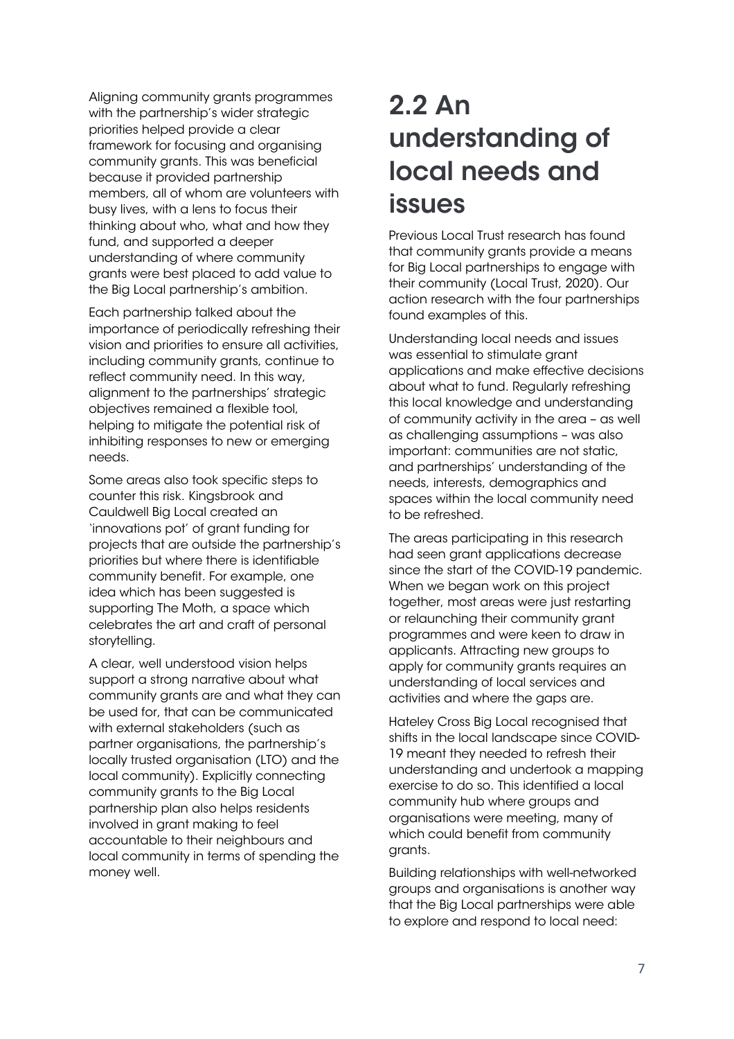Aligning community grants programmes with the partnership's wider strategic priorities helped provide a clear framework for focusing and organising community grants. This was beneficial because it provided partnership members, all of whom are volunteers with busy lives, with a lens to focus their thinking about who, what and how they fund, and supported a deeper understanding of where community grants were best placed to add value to the Big Local partnership's ambition.

Each partnership talked about the importance of periodically refreshing their vision and priorities to ensure all activities, including community grants, continue to reflect community need. In this way, alignment to the partnerships' strategic objectives remained a flexible tool, helping to mitigate the potential risk of inhibiting responses to new or emerging needs.

Some areas also took specific steps to counter this risk. Kingsbrook and Cauldwell Big Local created an 'innovations pot' of grant funding for projects that are outside the partnership's priorities but where there is identifiable community benefit. For example, one idea which has been suggested is supporting The Moth, a space which celebrates the art and craft of personal storytelling.

A clear, well understood vision helps support a strong narrative about what community grants are and what they can be used for, that can be communicated with external stakeholders (such as partner organisations, the partnership's locally trusted organisation (LTO) and the local community). Explicitly connecting community grants to the Big Local partnership plan also helps residents involved in grant making to feel accountable to their neighbours and local community in terms of spending the money well.

## 2.2 An understanding of local needs and issues

Previous Local Trust research has found that community grants provide a means for Big Local partnerships to engage with their community (Local Trust, 2020). Our action research with the four partnerships found examples of this.

Understanding local needs and issues was essential to stimulate grant applications and make effective decisions about what to fund. Regularly refreshing this local knowledge and understanding of community activity in the area – as well as challenging assumptions – was also important: communities are not static, and partnerships' understanding of the needs, interests, demographics and spaces within the local community need to be refreshed.

The areas participating in this research had seen grant applications decrease since the start of the COVID-19 pandemic. When we began work on this project together, most areas were just restarting or relaunching their community grant programmes and were keen to draw in applicants. Attracting new groups to apply for community grants requires an understanding of local services and activities and where the gaps are.

Hateley Cross Big Local recognised that shifts in the local landscape since COVID-19 meant they needed to refresh their understanding and undertook a mapping exercise to do so. This identified a local community hub where groups and organisations were meeting, many of which could benefit from community grants.

Building relationships with well-networked groups and organisations is another way that the Big Local partnerships were able to explore and respond to local need: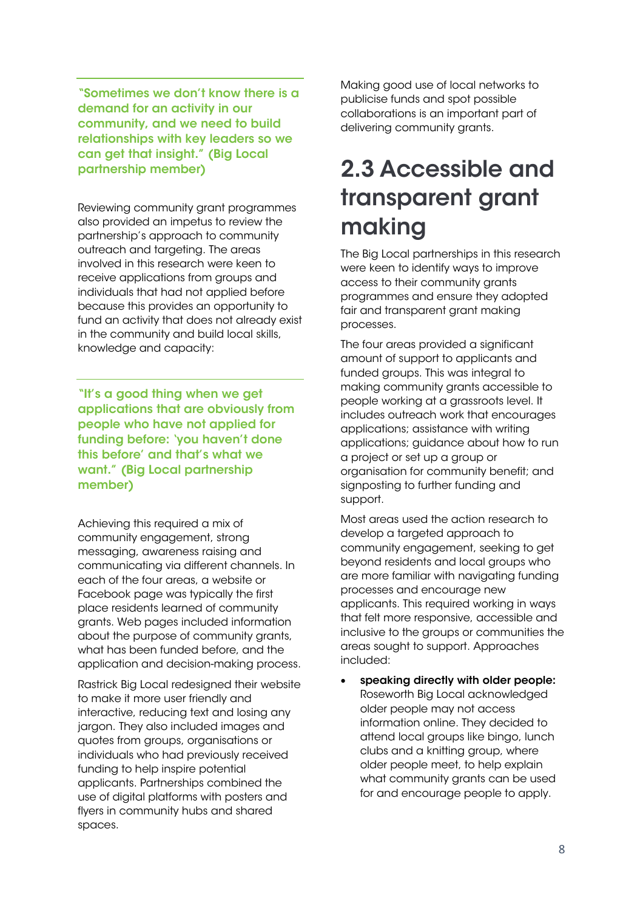**"Sometimes we don't know there is a demand for an activity in our community, and we need to build relationships with key leaders so we can get that insight." (Big Local partnership member)**

Reviewing community grant programmes also provided an impetus to review the partnership's approach to community outreach and targeting. The areas involved in this research were keen to receive applications from groups and individuals that had not applied before because this provides an opportunity to fund an activity that does not already exist in the community and build local skills, knowledge and capacity:

**"It's a good thing when we get applications that are obviously from people who have not applied for funding before: 'you haven't done this before' and that's what we want." (Big Local partnership member)**

Achieving this required a mix of community engagement, strong messaging, awareness raising and communicating via different channels. In each of the four areas, a website or Facebook page was typically the first place residents learned of community grants. Web pages included information about the purpose of community grants, what has been funded before, and the application and decision-making process.

Rastrick Big Local redesigned their website to make it more user friendly and interactive, reducing text and losing any jargon. They also included images and quotes from groups, organisations or individuals who had previously received funding to help inspire potential applicants. Partnerships combined the use of digital platforms with posters and flyers in community hubs and shared spaces.

Making good use of local networks to publicise funds and spot possible collaborations is an important part of delivering community grants.

## 2.3 Accessible and transparent grant making

The Big Local partnerships in this research were keen to identify ways to improve access to their community grants programmes and ensure they adopted fair and transparent grant making processes.

The four areas provided a significant amount of support to applicants and funded groups. This was integral to making community grants accessible to people working at a grassroots level. It includes outreach work that encourages applications; assistance with writing applications; guidance about how to run a project or set up a group or organisation for community benefit; and signposting to further funding and support.

Most areas used the action research to develop a targeted approach to community engagement, seeking to get beyond residents and local groups who are more familiar with navigating funding processes and encourage new applicants. This required working in ways that felt more responsive, accessible and inclusive to the groups or communities the areas sought to support. Approaches included:

- **speaking directly with older people:** Roseworth Big Local acknowledged older people may not access information online. They decided to attend local groups like bingo, lunch clubs and a knitting group, where older people meet, to help explain what community grants can be used for and encourage people to apply.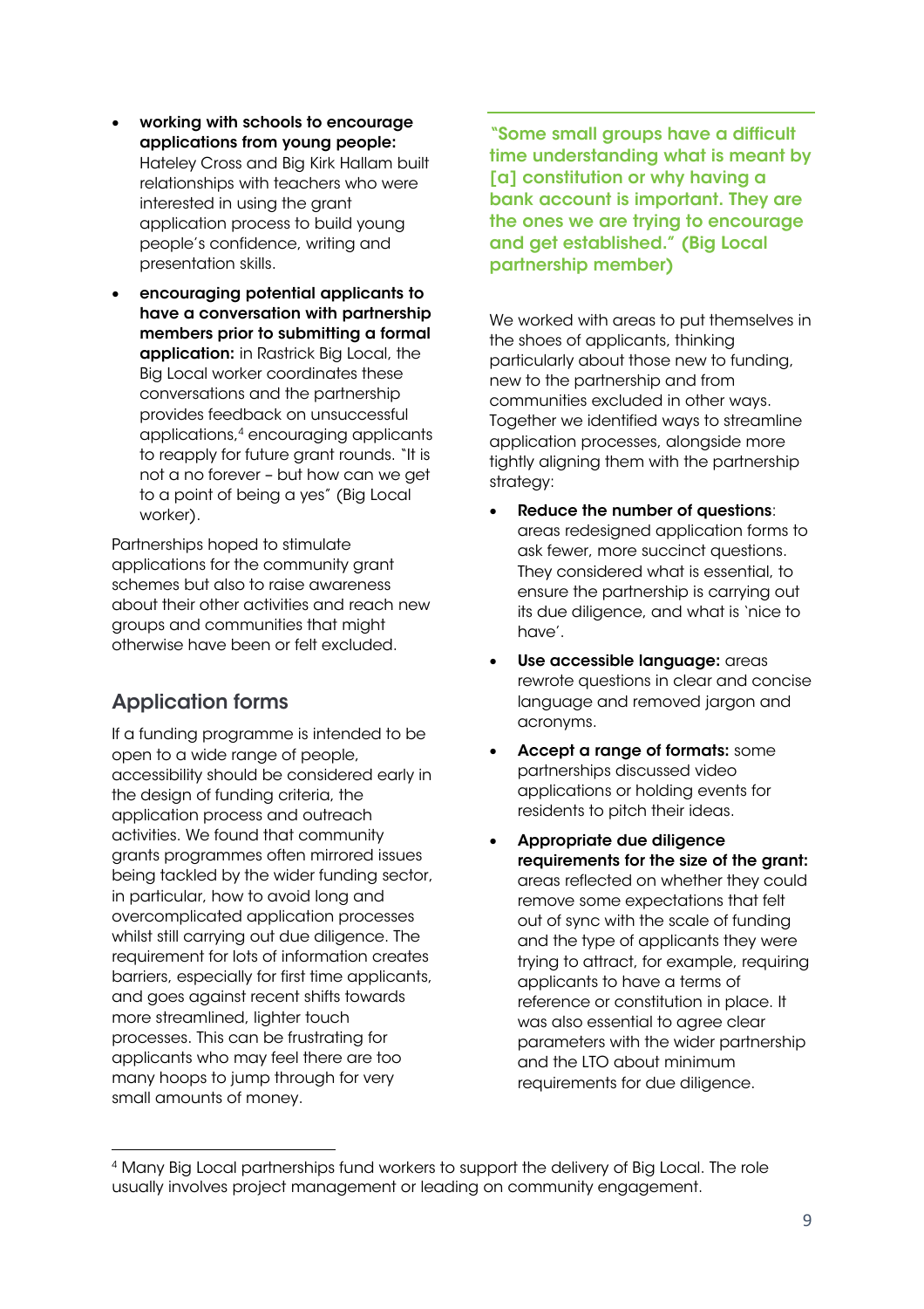- **working with schools to encourage applications from young people:** Hateley Cross and Big Kirk Hallam built relationships with teachers who were interested in using the grant application process to build young people's confidence, writing and presentation skills.
- **encouraging potential applicants to have a conversation with partnership members prior to submitting a formal application:** in Rastrick Big Local, the Big Local worker coordinates these conversations and the partnership provides feedback on unsuccessful applications,[4] encouraging applicants to reapply for future grant rounds. "It is not a no forever – but how can we get to a point of being a yes" (Big Local worker).

Partnerships hoped to stimulate applications for the community grant schemes but also to raise awareness about their other activities and reach new groups and communities that might otherwise have been or felt excluded.

## Application forms

If a funding programme is intended to be open to a wide range of people, accessibility should be considered early in the design of funding criteria, the application process and outreach activities. We found that community grants programmes often mirrored issues being tackled by the wider funding sector, in particular, how to avoid long and overcomplicated application processes whilst still carrying out due diligence. The requirement for lots of information creates barriers, especially for first time applicants, and goes against recent shifts towards more streamlined, lighter touch processes. This can be frustrating for applicants who may feel there are too many hoops to jump through for very small amounts of money.

**"Some small groups have a difficult time understanding what is meant by [a] constitution or why having a bank account is important. They are the ones we are trying to encourage and get established." (Big Local partnership member)**

We worked with areas to put themselves in the shoes of applicants, thinking particularly about those new to funding, new to the partnership and from communities excluded in other ways. Together we identified ways to streamline application processes, alongside more tightly aligning them with the partnership strategy:

- **Reduce the number of questions**: areas redesigned application forms to ask fewer, more succinct questions. They considered what is essential, to ensure the partnership is carrying out its due diligence, and what is 'nice to have'.
- **Use accessible language:** areas rewrote questions in clear and concise language and removed jargon and acronyms.
- **Accept a range of formats:** some partnerships discussed video applications or holding events for residents to pitch their ideas.
- **Appropriate due diligence requirements for the size of the grant:** areas reflected on whether they could remove some expectations that felt out of sync with the scale of funding and the type of applicants they were trying to attract, for example, requiring applicants to have a terms of reference or constitution in place. It was also essential to agree clear parameters with the wider partnership and the LTO about minimum requirements for due diligence.

[4] Many Big Local partnerships fund workers to support the delivery of Big Local. The role usually involves project management or leading on community engagement.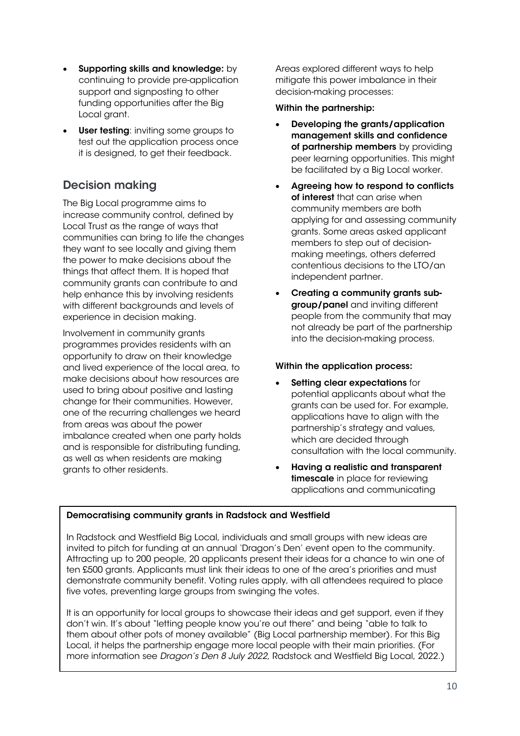- **Supporting skills and knowledge:** by continuing to provide pre-application support and signposting to other funding opportunities after the Big Local grant.
- **User testing**: inviting some groups to test out the application process once it is designed, to get their feedback.

## Decision making

The Big Local programme aims to increase community control, defined by Local Trust as the range of ways that communities can bring to life the changes they want to see locally and giving them the power to make decisions about the things that affect them. It is hoped that community grants can contribute to and help enhance this by involving residents with different backgrounds and levels of experience in decision making.

Involvement in community grants programmes provides residents with an opportunity to draw on their knowledge and lived experience of the local area, to make decisions about how resources are used to bring about positive and lasting change for their communities. However, one of the recurring challenges we heard from areas was about the power imbalance created when one party holds and is responsible for distributing funding, as well as when residents are making grants to other residents.

Areas explored different ways to help mitigate this power imbalance in their decision-making processes:

**Within the partnership:**

- **Developing the grants/application management skills and confidence of partnership members** by providing peer learning opportunities. This might be facilitated by a Big Local worker.
- **Agreeing how to respond to conflicts of interest** that can arise when community members are both applying for and assessing community grants. Some areas asked applicant members to step out of decision-making meetings, others deferred contentious decisions to the LTO/an independent partner.
- **Creating a community grants sub-group/panel** and inviting different people from the community that may not already be part of the partnership into the decision-making process.

**Within the application process:**

- **Setting clear expectations** for potential applicants about what the grants can be used for. For example, applications have to align with the partnership's strategy and values, which are decided through consultation with the local community.
- **Having a realistic and transparent timescale** in place for reviewing applications and communicating

**Democratising community grants in Radstock and Westfield**

In Radstock and Westfield Big Local, individuals and small groups with new ideas are invited to pitch for funding at an annual 'Dragon's Den' event open to the community. Attracting up to 200 people, 20 applicants present their ideas for a chance to win one of ten £500 grants. Applicants must link their ideas to one of the area's priorities and must demonstrate community benefit. Voting rules apply, with all attendees required to place five votes, preventing large groups from swinging the votes.

It is an opportunity for local groups to showcase their ideas and get support, even if they don't win. It's about "letting people know you're out there" and being "able to talk to them about other pots of money available" (Big Local partnership member). For this Big Local, it helps the partnership engage more local people with their main priorities. (For more information see *Dragon's Den 8 July 2022*, Radstock and Westfield Big Local, 2022.)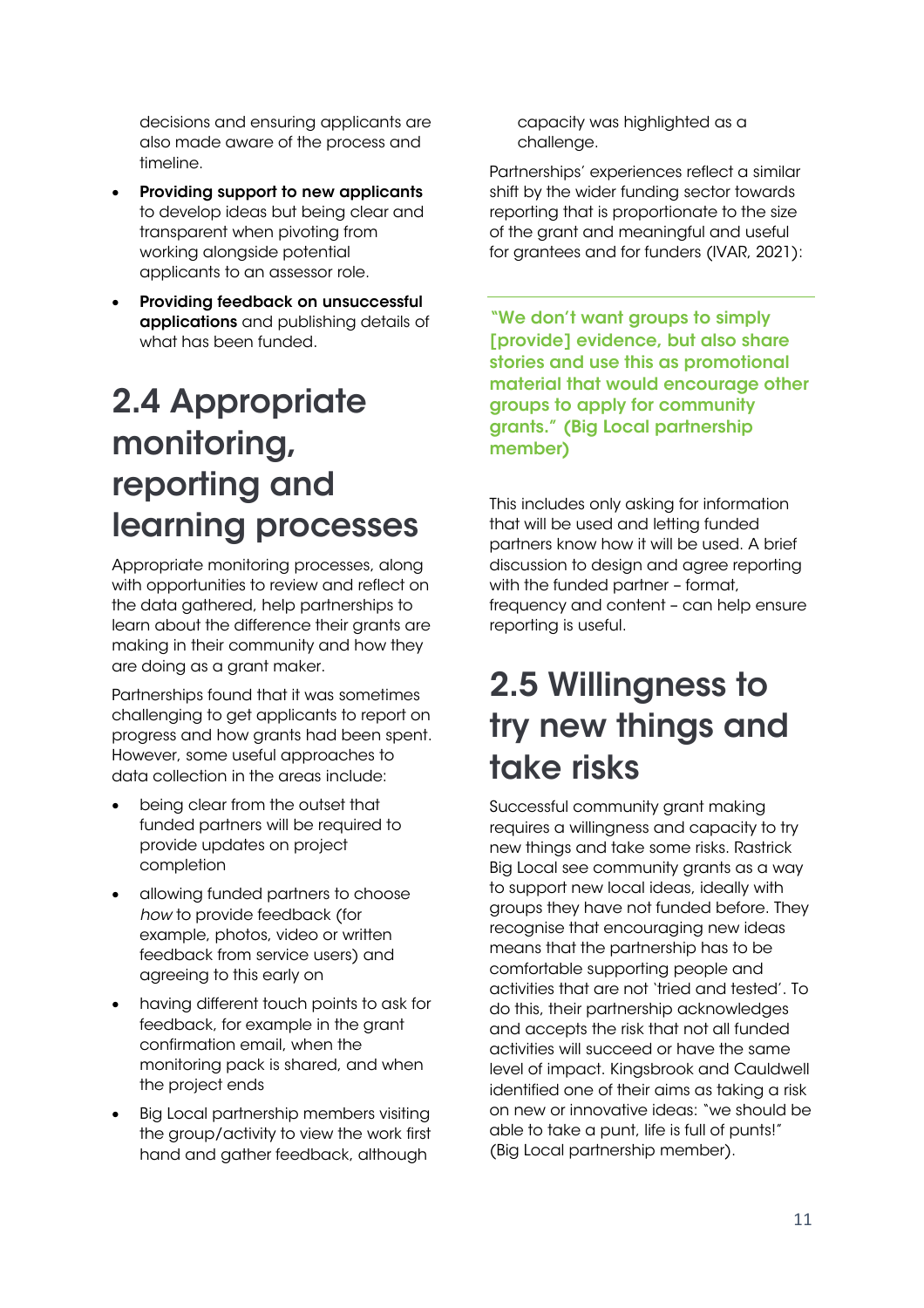decisions and ensuring applicants are also made aware of the process and timeline.

- **Providing support to new applicants** to develop ideas but being clear and transparent when pivoting from working alongside potential applicants to an assessor role.
- **Providing feedback on unsuccessful applications** and publishing details of what has been funded.

## 2.4 Appropriate monitoring, reporting and learning processes

Appropriate monitoring processes, along with opportunities to review and reflect on the data gathered, help partnerships to learn about the difference their grants are making in their community and how they are doing as a grant maker.

Partnerships found that it was sometimes challenging to get applicants to report on progress and how grants had been spent. However, some useful approaches to data collection in the areas include:

- being clear from the outset that funded partners will be required to provide updates on project completion
- allowing funded partners to choose *how* to provide feedback (for example, photos, video or written feedback from service users) and agreeing to this early on
- having different touch points to ask for feedback, for example in the grant confirmation email, when the monitoring pack is shared, and when the project ends
- Big Local partnership members visiting the group/activity to view the work first hand and gather feedback, although capacity was highlighted as a challenge.

Partnerships' experiences reflect a similar shift by the wider funding sector towards reporting that is proportionate to the size of the grant and meaningful and useful for grantees and for funders (IVAR, 2021):

**"We don't want groups to simply [provide] evidence, but also share stories and use this as promotional material that would encourage other groups to apply for community grants." (Big Local partnership member)**

This includes only asking for information that will be used and letting funded partners know how it will be used. A brief discussion to design and agree reporting with the funded partner – format, frequency and content – can help ensure reporting is useful.

## 2.5 Willingness to try new things and take risks

Successful community grant making requires a willingness and capacity to try new things and take some risks. Rastrick Big Local see community grants as a way to support new local ideas, ideally with groups they have not funded before. They recognise that encouraging new ideas means that the partnership has to be comfortable supporting people and activities that are not 'tried and tested'. To do this, their partnership acknowledges and accepts the risk that not all funded activities will succeed or have the same level of impact. Kingsbrook and Cauldwell identified one of their aims as taking a risk on new or innovative ideas: "we should be able to take a punt, life is full of punts!" (Big Local partnership member).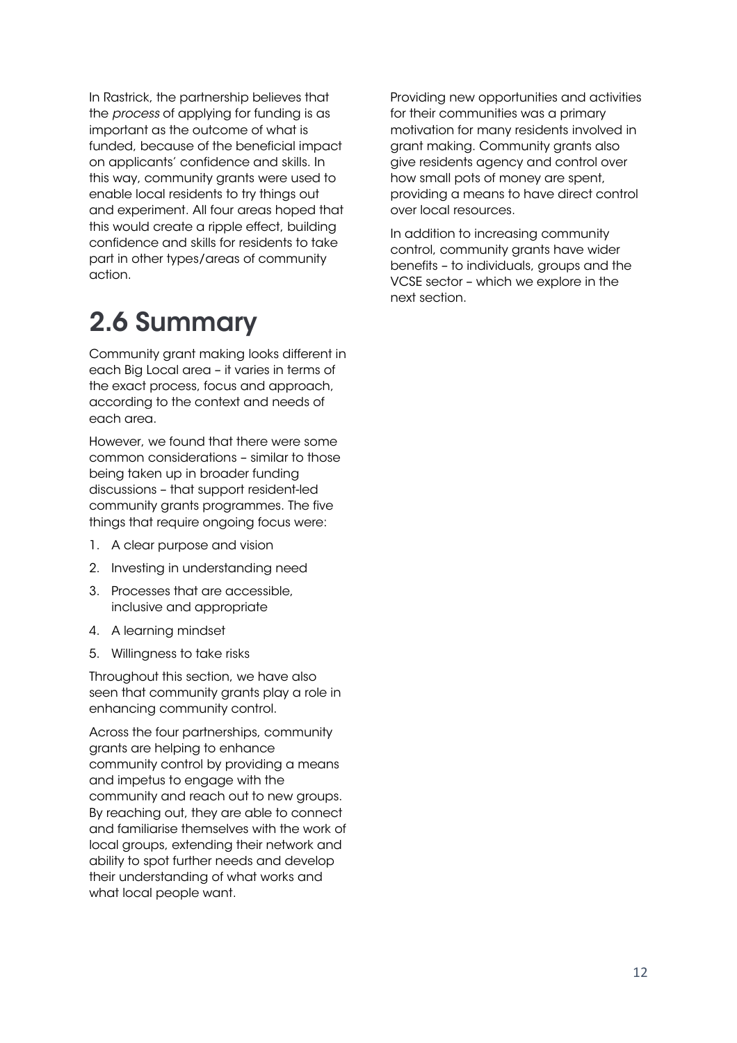In Rastrick, the partnership believes that the *process* of applying for funding is as important as the outcome of what is funded, because of the beneficial impact on applicants' confidence and skills. In this way, community grants were used to enable local residents to try things out and experiment. All four areas hoped that this would create a ripple effect, building confidence and skills for residents to take part in other types/areas of community action.

## 2.6 Summary

Community grant making looks different in each Big Local area – it varies in terms of the exact process, focus and approach, according to the context and needs of each area.

However, we found that there were some common considerations – similar to those being taken up in broader funding discussions – that support resident-led community grants programmes. The five things that require ongoing focus were:

1. A clear purpose and vision
2. Investing in understanding need
3. Processes that are accessible, inclusive and appropriate
4. A learning mindset
5. Willingness to take risks

Throughout this section, we have also seen that community grants play a role in enhancing community control.

Across the four partnerships, community grants are helping to enhance community control by providing a means and impetus to engage with the community and reach out to new groups. By reaching out, they are able to connect and familiarise themselves with the work of local groups, extending their network and ability to spot further needs and develop their understanding of what works and what local people want.

Providing new opportunities and activities for their communities was a primary motivation for many residents involved in grant making. Community grants also give residents agency and control over how small pots of money are spent, providing a means to have direct control over local resources.

In addition to increasing community control, community grants have wider benefits – to individuals, groups and the VCSE sector – which we explore in the next section.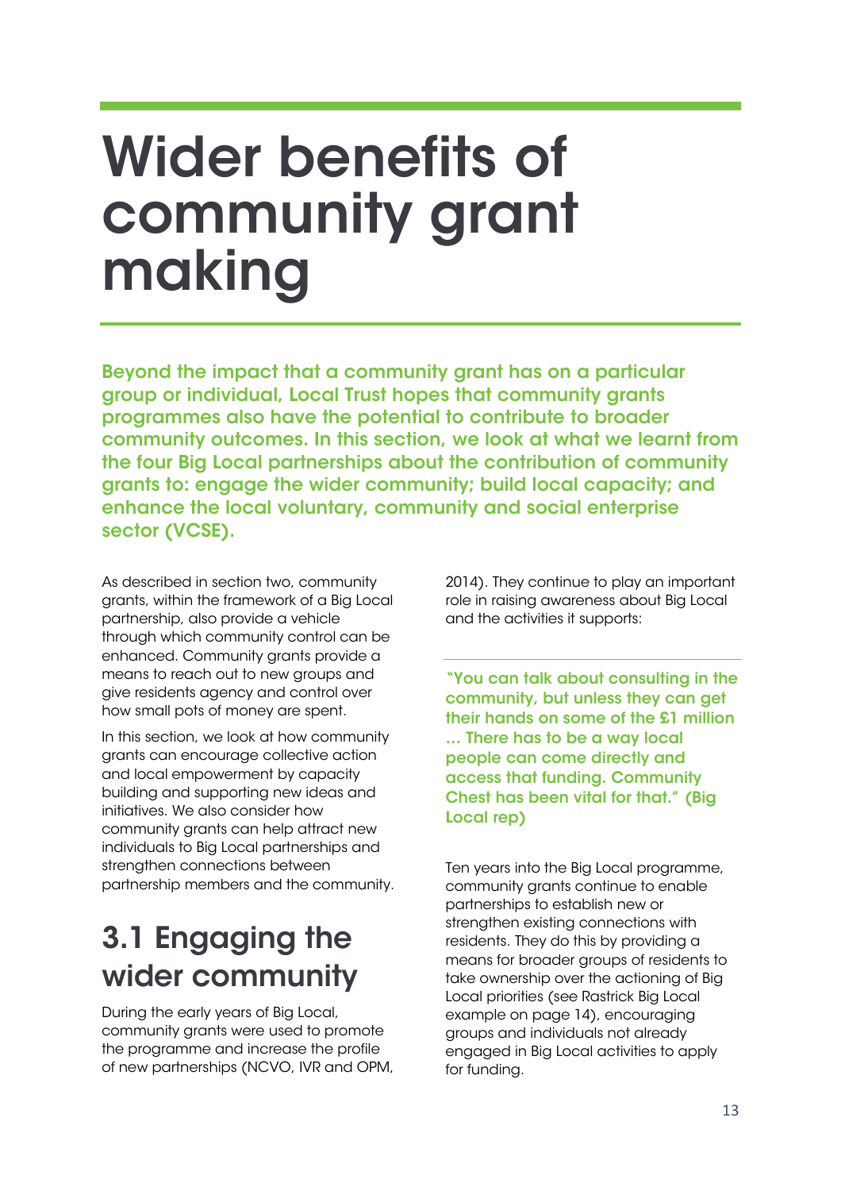# Wider benefits of community grant making

**Beyond the impact that a community grant has on a particular group or individual, Local Trust hopes that community grants programmes also have the potential to contribute to broader community outcomes. In this section, we look at what we learnt from the four Big Local partnerships about the contribution of community grants to: engage the wider community; build local capacity; and enhance the local voluntary, community and social enterprise sector (VCSE).**

As described in section two, community grants, within the framework of a Big Local partnership, also provide a vehicle through which community control can be enhanced. Community grants provide a means to reach out to new groups and give residents agency and control over how small pots of money are spent.

In this section, we look at how community grants can encourage collective action and local empowerment by capacity building and supporting new ideas and initiatives. We also consider how community grants can help attract new individuals to Big Local partnerships and strengthen connections between partnership members and the community.

## 3.1 Engaging the wider community

During the early years of Big Local, community grants were used to promote the programme and increase the profile of new partnerships (NCVO, IVR and OPM, 2014). They continue to play an important role in raising awareness about Big Local and the activities it supports:

> **"You can talk about consulting in the community, but unless they can get their hands on some of the £1 million … There has to be a way local people can come directly and access that funding. Community Chest has been vital for that." (Big Local rep)**

Ten years into the Big Local programme, community grants continue to enable partnerships to establish new or strengthen existing connections with residents. They do this by providing a means for broader groups of residents to take ownership over the actioning of Big Local priorities (see Rastrick Big Local example on page 14), encouraging groups and individuals not already engaged in Big Local activities to apply for funding.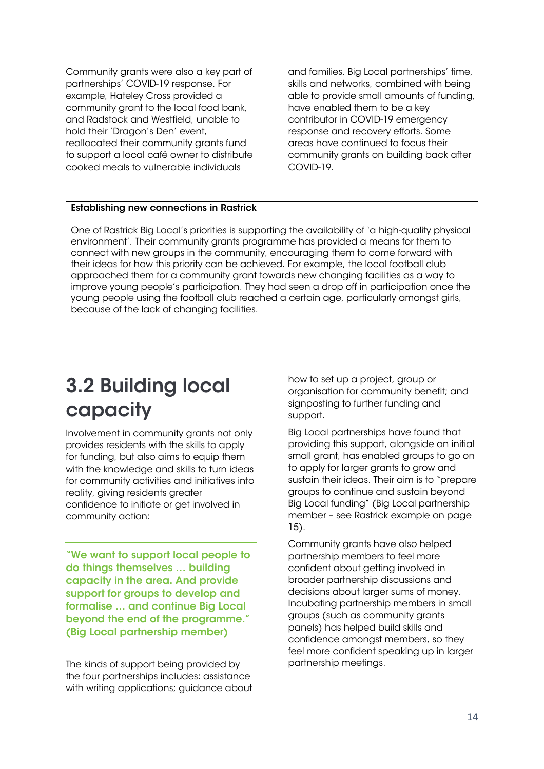Community grants were also a key part of partnerships' COVID-19 response. For example, Hateley Cross provided a community grant to the local food bank, and Radstock and Westfield, unable to hold their 'Dragon's Den' event, reallocated their community grants fund to support a local café owner to distribute cooked meals to vulnerable individuals and families. Big Local partnerships' time, skills and networks, combined with being able to provide small amounts of funding, have enabled them to be a key contributor in COVID-19 emergency response and recovery efforts. Some areas have continued to focus their community grants on building back after COVID-19.

**Establishing new connections in Rastrick**

One of Rastrick Big Local's priorities is supporting the availability of 'a high-quality physical environment'. Their community grants programme has provided a means for them to connect with new groups in the community, encouraging them to come forward with their ideas for how this priority can be achieved. For example, the local football club approached them for a community grant towards new changing facilities as a way to improve young people's participation. They had seen a drop off in participation once the young people using the football club reached a certain age, particularly amongst girls, because of the lack of changing facilities.

## 3.2 Building local capacity

Involvement in community grants not only provides residents with the skills to apply for funding, but also aims to equip them with the knowledge and skills to turn ideas for community activities and initiatives into reality, giving residents greater confidence to initiate or get involved in community action:

> **"We want to support local people to do things themselves … building capacity in the area. And provide support for groups to develop and formalise … and continue Big Local beyond the end of the programme." (Big Local partnership member)**

The kinds of support being provided by the four partnerships includes: assistance with writing applications; guidance about how to set up a project, group or organisation for community benefit; and signposting to further funding and support.

Big Local partnerships have found that providing this support, alongside an initial small grant, has enabled groups to go on to apply for larger grants to grow and sustain their ideas. Their aim is to "prepare groups to continue and sustain beyond Big Local funding" (Big Local partnership member – see Rastrick example on page 15).

Community grants have also helped partnership members to feel more confident about getting involved in broader partnership discussions and decisions about larger sums of money. Incubating partnership members in small groups (such as community grants panels) has helped build skills and confidence amongst members, so they feel more confident speaking up in larger partnership meetings.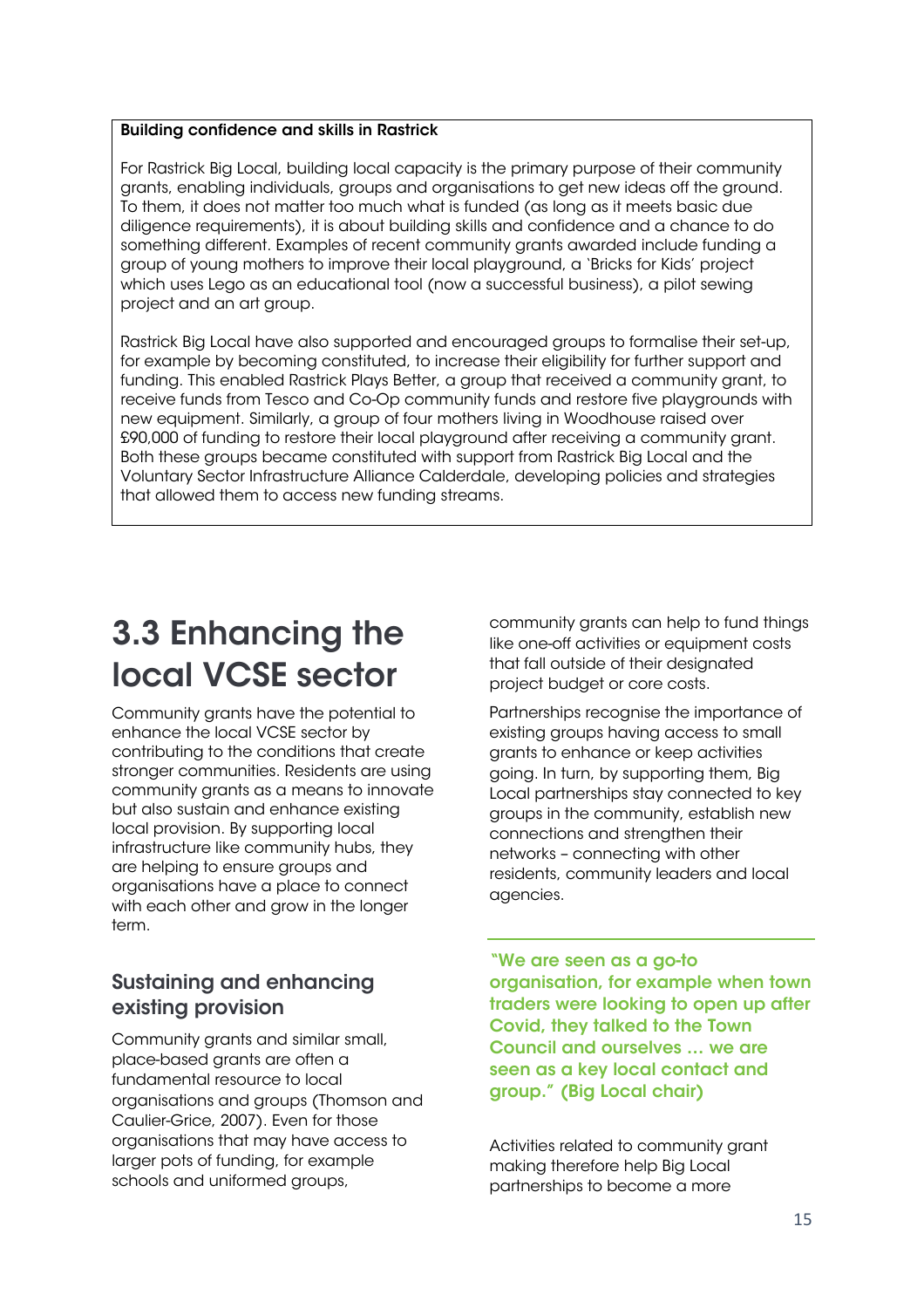**Building confidence and skills in Rastrick**

For Rastrick Big Local, building local capacity is the primary purpose of their community grants, enabling individuals, groups and organisations to get new ideas off the ground. To them, it does not matter too much what is funded (as long as it meets basic due diligence requirements), it is about building skills and confidence and a chance to do something different. Examples of recent community grants awarded include funding a group of young mothers to improve their local playground, a 'Bricks for Kids' project which uses Lego as an educational tool (now a successful business), a pilot sewing project and an art group.

Rastrick Big Local have also supported and encouraged groups to formalise their set-up, for example by becoming constituted, to increase their eligibility for further support and funding. This enabled Rastrick Plays Better, a group that received a community grant, to receive funds from Tesco and Co-Op community funds and restore five playgrounds with new equipment. Similarly, a group of four mothers living in Woodhouse raised over £90,000 of funding to restore their local playground after receiving a community grant. Both these groups became constituted with support from Rastrick Big Local and the Voluntary Sector Infrastructure Alliance Calderdale, developing policies and strategies that allowed them to access new funding streams.

# 3.3 Enhancing the local VCSE sector

Community grants have the potential to enhance the local VCSE sector by contributing to the conditions that create stronger communities. Residents are using community grants as a means to innovate but also sustain and enhance existing local provision. By supporting local infrastructure like community hubs, they are helping to ensure groups and organisations have a place to connect with each other and grow in the longer term.

## Sustaining and enhancing existing provision

Community grants and similar small, place-based grants are often a fundamental resource to local organisations and groups (Thomson and Caulier-Grice, 2007). Even for those organisations that may have access to larger pots of funding, for example schools and uniformed groups, community grants can help to fund things like one-off activities or equipment costs that fall outside of their designated project budget or core costs.

Partnerships recognise the importance of existing groups having access to small grants to enhance or keep activities going. In turn, by supporting them, Big Local partnerships stay connected to key groups in the community, establish new connections and strengthen their networks – connecting with other residents, community leaders and local agencies.

**"We are seen as a go-to organisation, for example when town traders were looking to open up after Covid, they talked to the Town Council and ourselves … we are seen as a key local contact and group." (Big Local chair)**

Activities related to community grant making therefore help Big Local partnerships to become a more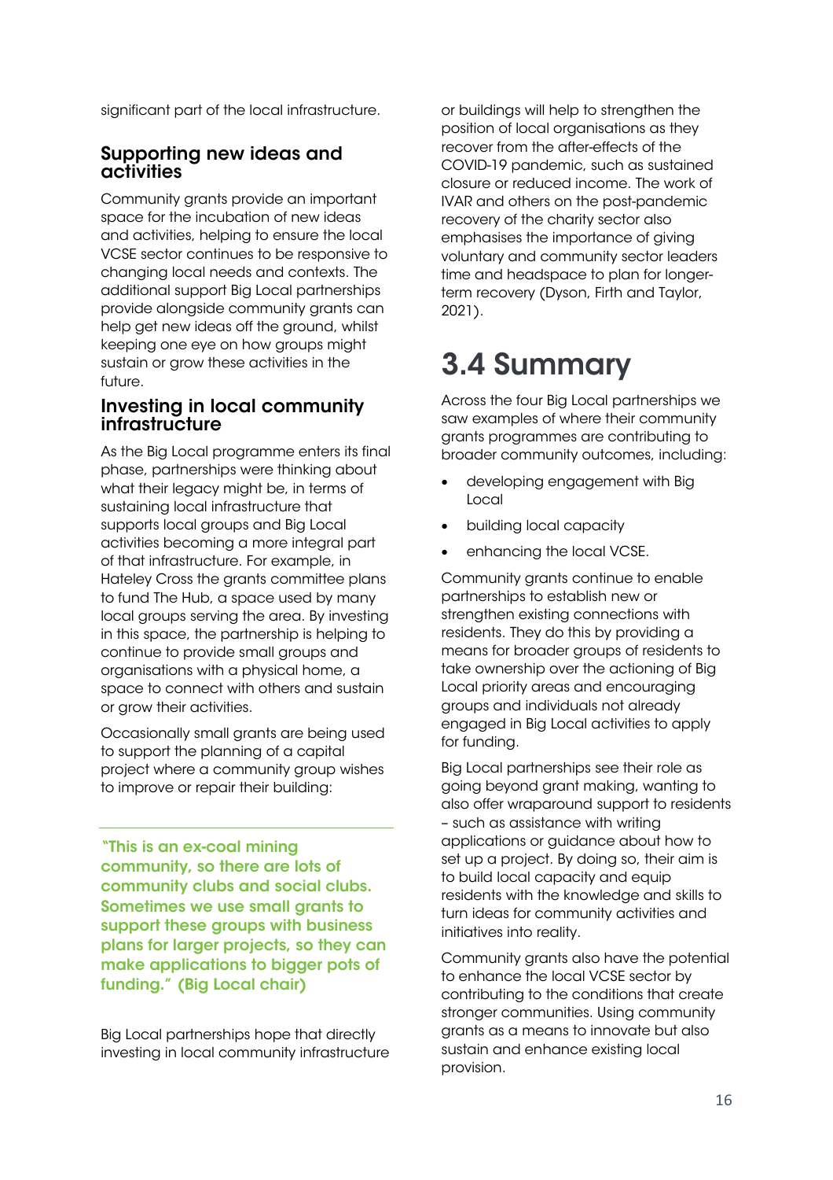significant part of the local infrastructure.

### Supporting new ideas and activities

Community grants provide an important space for the incubation of new ideas and activities, helping to ensure the local VCSE sector continues to be responsive to changing local needs and contexts. The additional support Big Local partnerships provide alongside community grants can help get new ideas off the ground, whilst keeping one eye on how groups might sustain or grow these activities in the future.

### Investing in local community infrastructure

As the Big Local programme enters its final phase, partnerships were thinking about what their legacy might be, in terms of sustaining local infrastructure that supports local groups and Big Local activities becoming a more integral part of that infrastructure. For example, in Hateley Cross the grants committee plans to fund The Hub, a space used by many local groups serving the area. By investing in this space, the partnership is helping to continue to provide small groups and organisations with a physical home, a space to connect with others and sustain or grow their activities.

Occasionally small grants are being used to support the planning of a capital project where a community group wishes to improve or repair their building:

> **"This is an ex-coal mining community, so there are lots of community clubs and social clubs. Sometimes we use small grants to support these groups with business plans for larger projects, so they can make applications to bigger pots of funding." (Big Local chair)**

Big Local partnerships hope that directly investing in local community infrastructure or buildings will help to strengthen the position of local organisations as they recover from the after-effects of the COVID-19 pandemic, such as sustained closure or reduced income. The work of IVAR and others on the post-pandemic recovery of the charity sector also emphasises the importance of giving voluntary and community sector leaders time and headspace to plan for longer-term recovery (Dyson, Firth and Taylor, 2021).

## 3.4 Summary

Across the four Big Local partnerships we saw examples of where their community grants programmes are contributing to broader community outcomes, including:

- developing engagement with Big Local
- building local capacity
- enhancing the local VCSE.

Community grants continue to enable partnerships to establish new or strengthen existing connections with residents. They do this by providing a means for broader groups of residents to take ownership over the actioning of Big Local priority areas and encouraging groups and individuals not already engaged in Big Local activities to apply for funding.

Big Local partnerships see their role as going beyond grant making, wanting to also offer wraparound support to residents – such as assistance with writing applications or guidance about how to set up a project. By doing so, their aim is to build local capacity and equip residents with the knowledge and skills to turn ideas for community activities and initiatives into reality.

Community grants also have the potential to enhance the local VCSE sector by contributing to the conditions that create stronger communities. Using community grants as a means to innovate but also sustain and enhance existing local provision.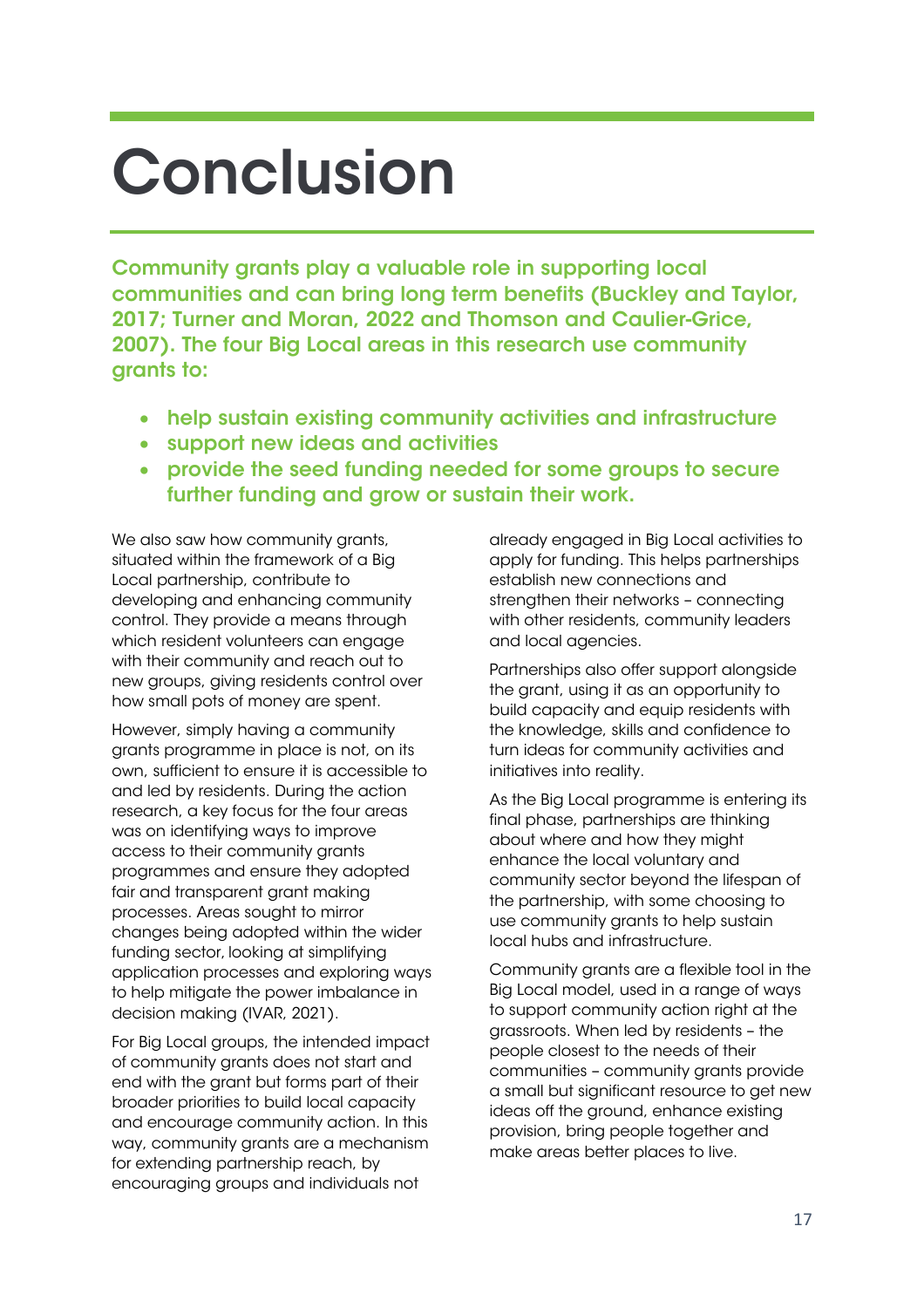# Conclusion

**Community grants play a valuable role in supporting local communities and can bring long term benefits (Buckley and Taylor, 2017; Turner and Moran, 2022 and Thomson and Caulier-Grice, 2007). The four Big Local areas in this research use community grants to:**

- **help sustain existing community activities and infrastructure**
- **support new ideas and activities**
- **provide the seed funding needed for some groups to secure further funding and grow or sustain their work.**

We also saw how community grants, situated within the framework of a Big Local partnership, contribute to developing and enhancing community control. They provide a means through which resident volunteers can engage with their community and reach out to new groups, giving residents control over how small pots of money are spent.

However, simply having a community grants programme in place is not, on its own, sufficient to ensure it is accessible to and led by residents. During the action research, a key focus for the four areas was on identifying ways to improve access to their community grants programmes and ensure they adopted fair and transparent grant making processes. Areas sought to mirror changes being adopted within the wider funding sector, looking at simplifying application processes and exploring ways to help mitigate the power imbalance in decision making (IVAR, 2021).

For Big Local groups, the intended impact of community grants does not start and end with the grant but forms part of their broader priorities to build local capacity and encourage community action. In this way, community grants are a mechanism for extending partnership reach, by encouraging groups and individuals not already engaged in Big Local activities to apply for funding. This helps partnerships establish new connections and strengthen their networks – connecting with other residents, community leaders and local agencies.

Partnerships also offer support alongside the grant, using it as an opportunity to build capacity and equip residents with the knowledge, skills and confidence to turn ideas for community activities and initiatives into reality.

As the Big Local programme is entering its final phase, partnerships are thinking about where and how they might enhance the local voluntary and community sector beyond the lifespan of the partnership, with some choosing to use community grants to help sustain local hubs and infrastructure.

Community grants are a flexible tool in the Big Local model, used in a range of ways to support community action right at the grassroots. When led by residents – the people closest to the needs of their communities – community grants provide a small but significant resource to get new ideas off the ground, enhance existing provision, bring people together and make areas better places to live.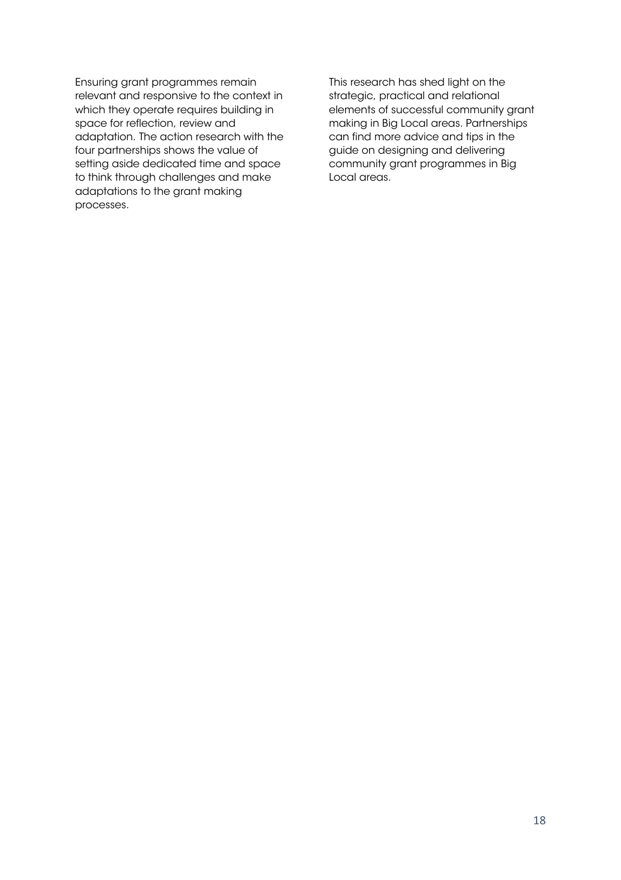Ensuring grant programmes remain relevant and responsive to the context in which they operate requires building in space for reflection, review and adaptation. The action research with the four partnerships shows the value of setting aside dedicated time and space to think through challenges and make adaptations to the grant making processes.

This research has shed light on the strategic, practical and relational elements of successful community grant making in Big Local areas. Partnerships can find more advice and tips in the guide on designing and delivering community grant programmes in Big Local areas.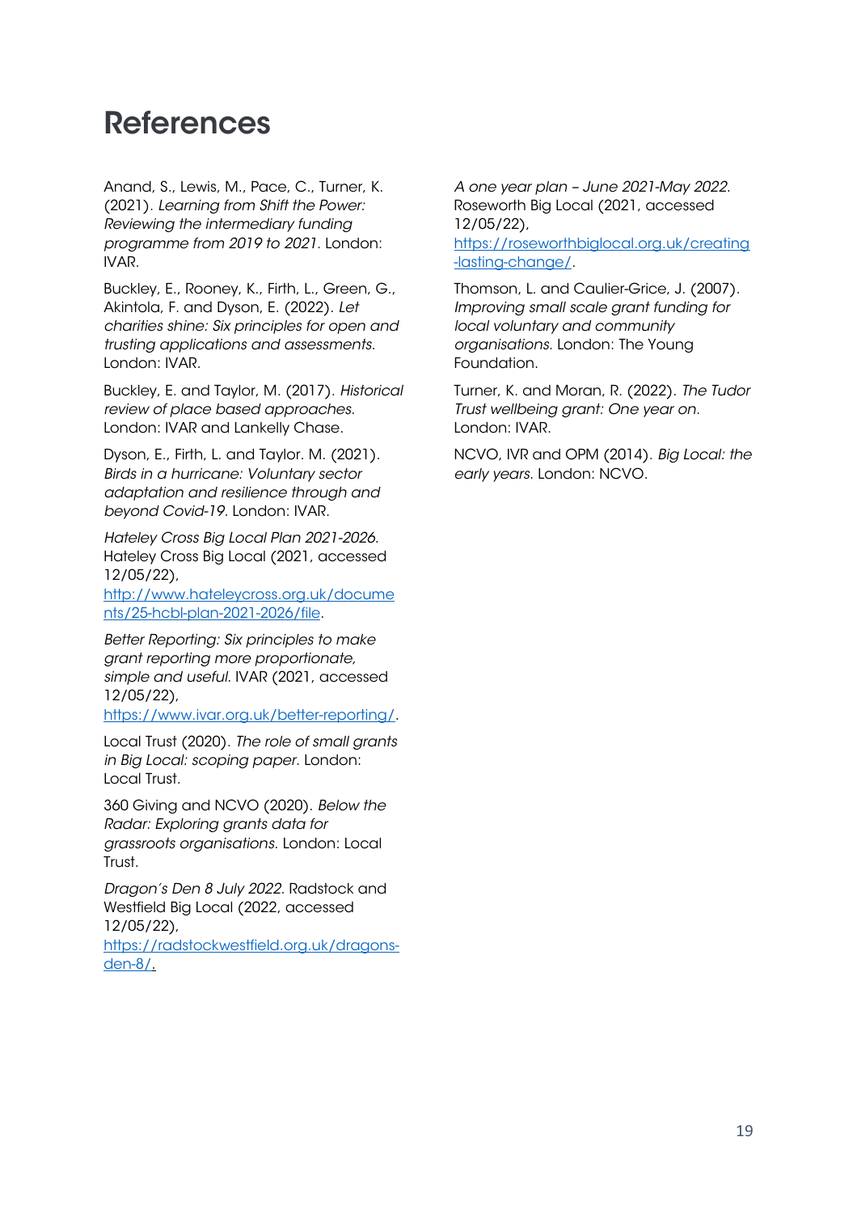# References

Anand, S., Lewis, M., Pace, C., Turner, K. (2021). *Learning from Shift the Power: Reviewing the intermediary funding programme from 2019 to 2021*. London: IVAR.

Buckley, E., Rooney, K., Firth, L., Green, G., Akintola, F. and Dyson, E. (2022). *Let charities shine: Six principles for open and trusting applications and assessments.* London: IVAR.

Buckley, E. and Taylor, M. (2017). *Historical review of place based approaches.* London: IVAR and Lankelly Chase.

Dyson, E., Firth, L. and Taylor. M. (2021). *Birds in a hurricane: Voluntary sector adaptation and resilience through and beyond Covid-19.* London: IVAR.

*Hateley Cross Big Local Plan 2021-2026.* Hateley Cross Big Local (2021, accessed 12/05/22), [http://www.hateleycross.org.uk/documents/25-hcbl-plan-2021-2026/file](http://www.hateleycross.org.uk/documents/25-hcbl-plan-2021-2026/file).

*Better Reporting: Six principles to make grant reporting more proportionate, simple and useful.* IVAR (2021, accessed 12/05/22), [https://www.ivar.org.uk/better-reporting/](https://www.ivar.org.uk/better-reporting/).

Local Trust (2020). *The role of small grants in Big Local: scoping paper*. London: Local Trust.

360 Giving and NCVO (2020). *Below the Radar: Exploring grants data for grassroots organisations.* London: Local Trust.

*Dragon's Den 8 July 2022.* Radstock and Westfield Big Local (2022, accessed 12/05/22), [https://radstockwestfield.org.uk/dragons-den-8/](https://radstockwestfield.org.uk/dragons-den-8/).

*A one year plan – June 2021-May 2022.* Roseworth Big Local (2021, accessed 12/05/22), [https://roseworthbiglocal.org.uk/creating-lasting-change/](https://roseworthbiglocal.org.uk/creating-lasting-change/).

Thomson, L. and Caulier-Grice, J. (2007). *Improving small scale grant funding for local voluntary and community organisations.* London: The Young Foundation.

Turner, K. and Moran, R. (2022). *The Tudor Trust wellbeing grant: One year on*. London: IVAR.

NCVO, IVR and OPM (2014). *Big Local: the early years.* London: NCVO.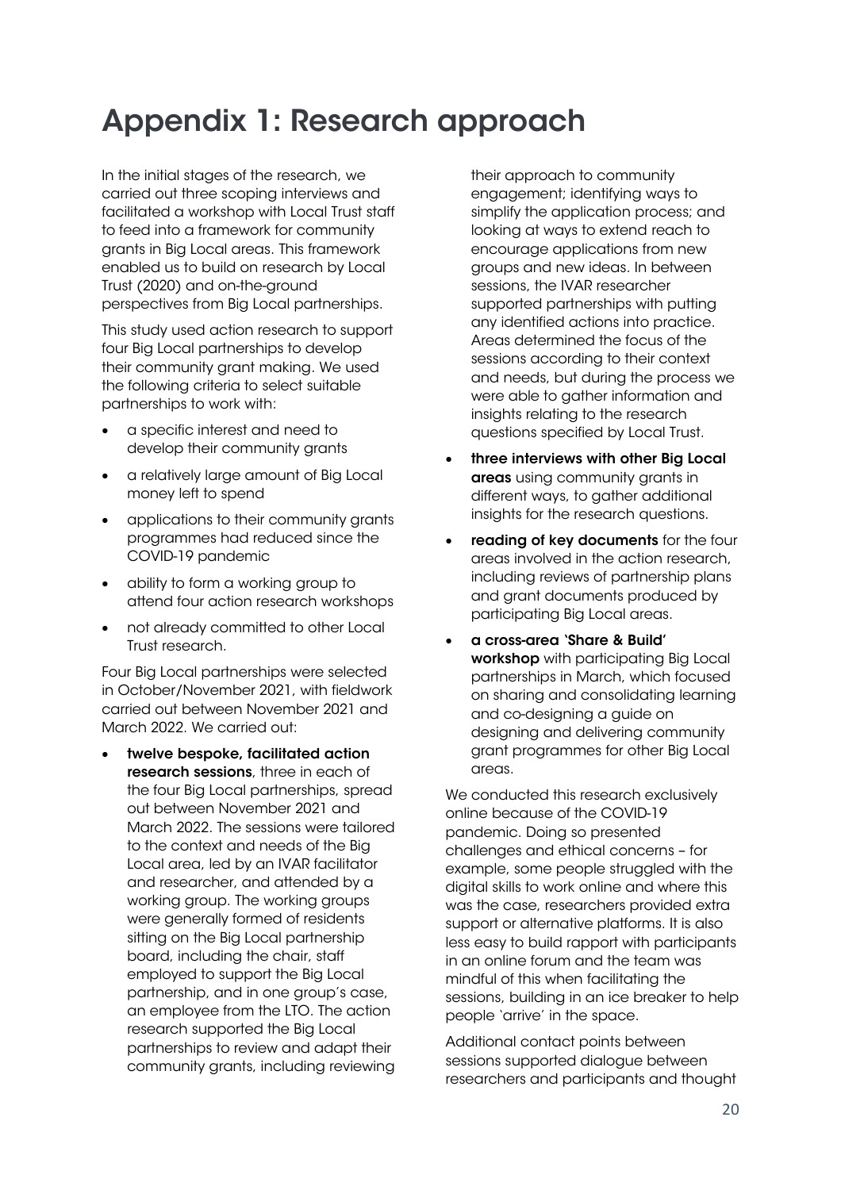# Appendix 1: Research approach

In the initial stages of the research, we carried out three scoping interviews and facilitated a workshop with Local Trust staff to feed into a framework for community grants in Big Local areas. This framework enabled us to build on research by Local Trust (2020) and on-the-ground perspectives from Big Local partnerships.

This study used action research to support four Big Local partnerships to develop their community grant making. We used the following criteria to select suitable partnerships to work with:

- a specific interest and need to develop their community grants
- a relatively large amount of Big Local money left to spend
- applications to their community grants programmes had reduced since the COVID-19 pandemic
- ability to form a working group to attend four action research workshops
- not already committed to other Local Trust research.

Four Big Local partnerships were selected in October/November 2021, with fieldwork carried out between November 2021 and March 2022. We carried out:

- **twelve bespoke, facilitated action research sessions**, three in each of the four Big Local partnerships, spread out between November 2021 and March 2022. The sessions were tailored to the context and needs of the Big Local area, led by an IVAR facilitator and researcher, and attended by a working group. The working groups were generally formed of residents sitting on the Big Local partnership board, including the chair, staff employed to support the Big Local partnership, and in one group's case, an employee from the LTO. The action research supported the Big Local partnerships to review and adapt their community grants, including reviewing their approach to community engagement; identifying ways to simplify the application process; and looking at ways to extend reach to encourage applications from new groups and new ideas. In between sessions, the IVAR researcher supported partnerships with putting any identified actions into practice. Areas determined the focus of the sessions according to their context and needs, but during the process we were able to gather information and insights relating to the research questions specified by Local Trust.
- **three interviews with other Big Local areas** using community grants in different ways, to gather additional insights for the research questions.
- **reading of key documents** for the four areas involved in the action research, including reviews of partnership plans and grant documents produced by participating Big Local areas.
- **a cross-area 'Share & Build' workshop** with participating Big Local partnerships in March, which focused on sharing and consolidating learning and co-designing a guide on designing and delivering community grant programmes for other Big Local areas.

We conducted this research exclusively online because of the COVID-19 pandemic. Doing so presented challenges and ethical concerns – for example, some people struggled with the digital skills to work online and where this was the case, researchers provided extra support or alternative platforms. It is also less easy to build rapport with participants in an online forum and the team was mindful of this when facilitating the sessions, building in an ice breaker to help people 'arrive' in the space.

Additional contact points between sessions supported dialogue between researchers and participants and thought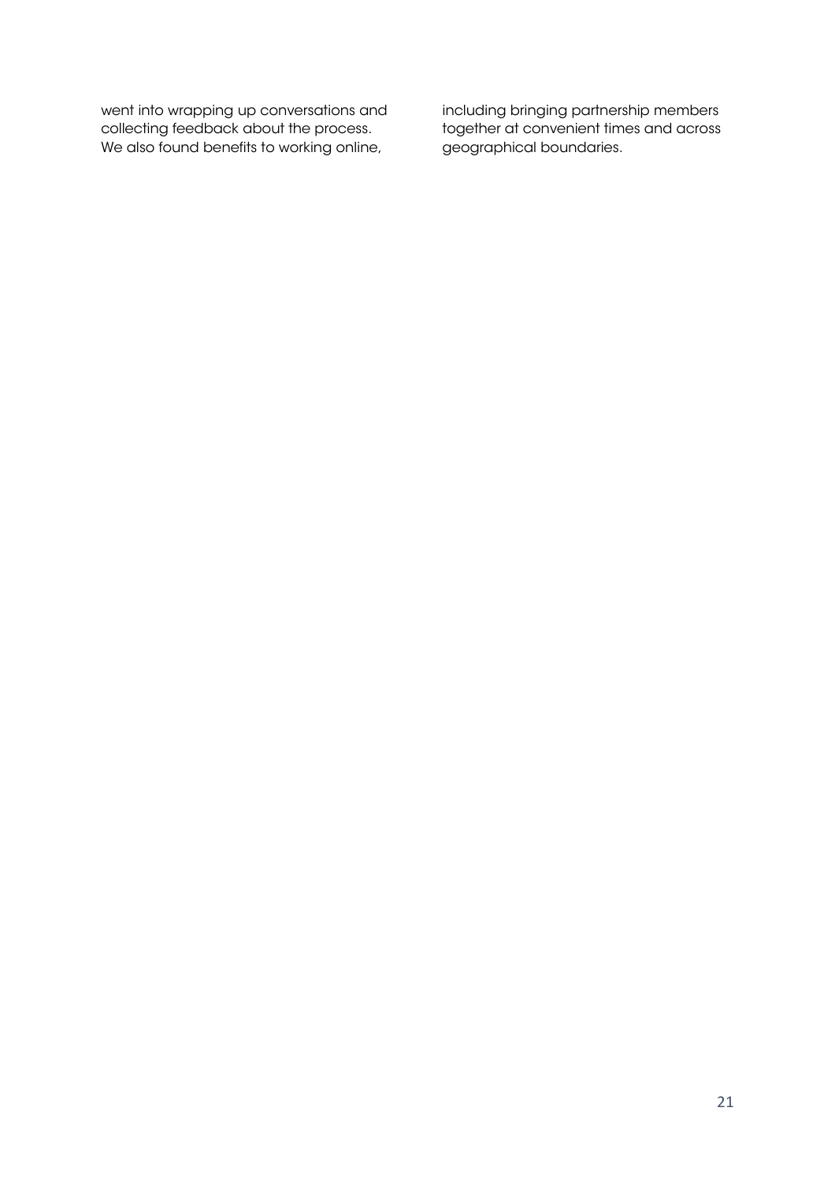went into wrapping up conversations and collecting feedback about the process. We also found benefits to working online, including bringing partnership members together at convenient times and across geographical boundaries.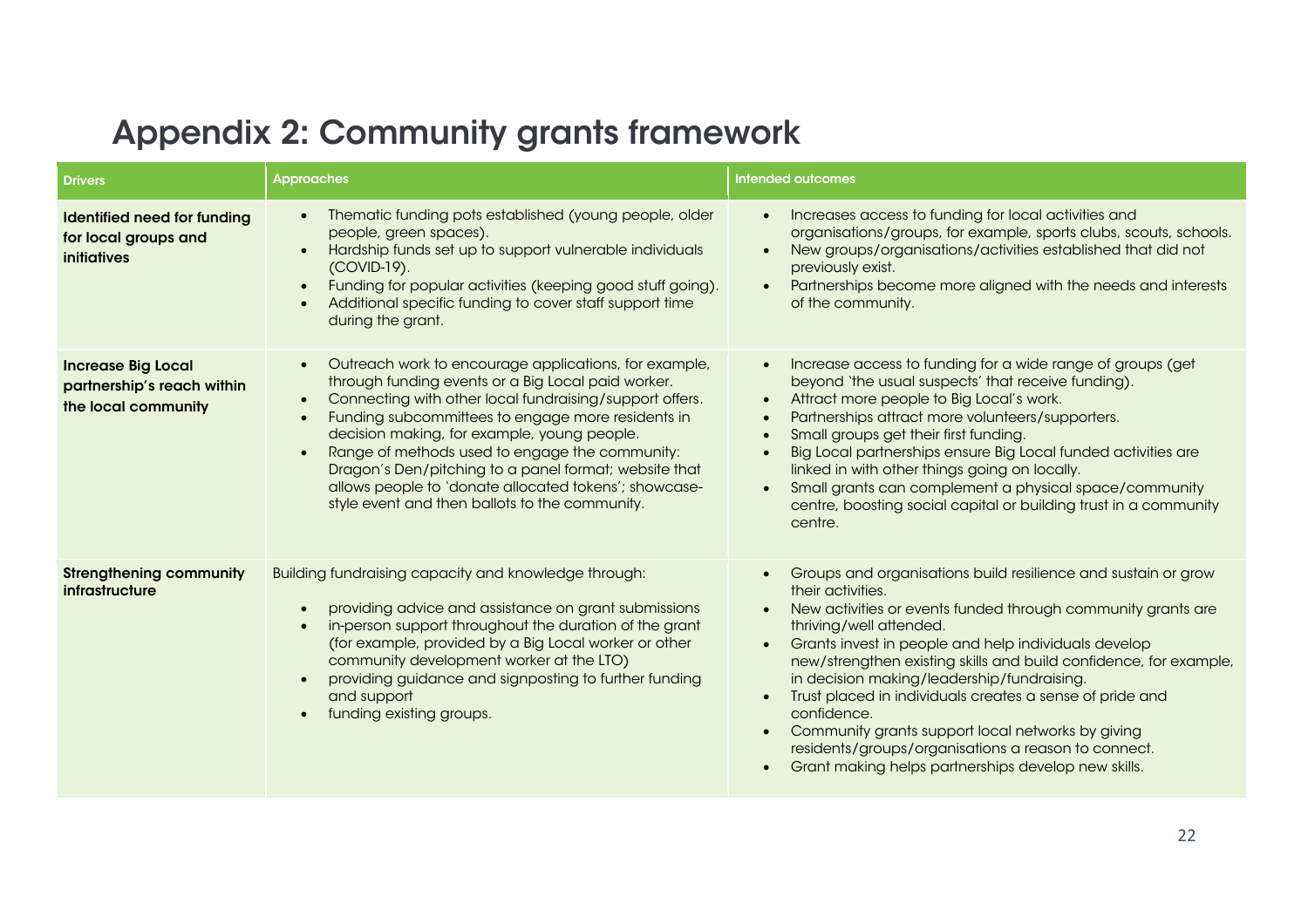# Appendix 2: Community grants framework

| Drivers | Approaches | Intended outcomes |
|---|---|---|
| **Identified need for funding for local groups and initiatives** | • Thematic funding pots established (young people, older people, green spaces).<br>• Hardship funds set up to support vulnerable individuals (COVID-19).<br>• Funding for popular activities (keeping good stuff going).<br>• Additional specific funding to cover staff support time during the grant. | • Increases access to funding for local activities and organisations/groups, for example, sports clubs, scouts, schools.<br>• New groups/organisations/activities established that did not previously exist.<br>• Partnerships become more aligned with the needs and interests of the community. |
| **Increase Big Local partnership's reach within the local community** | • Outreach work to encourage applications, for example, through funding events or a Big Local paid worker.<br>• Connecting with other local fundraising/support offers.<br>• Funding subcommittees to engage more residents in decision making, for example, young people.<br>• Range of methods used to engage the community: Dragon's Den/pitching to a panel format; website that allows people to 'donate allocated tokens'; showcase-style event and then ballots to the community. | • Increase access to funding for a wide range of groups (get beyond 'the usual suspects' that receive funding).<br>• Attract more people to Big Local's work.<br>• Partnerships attract more volunteers/supporters.<br>• Small groups get their first funding.<br>• Big Local partnerships ensure Big Local funded activities are linked in with other things going on locally.<br>• Small grants can complement a physical space/community centre, boosting social capital or building trust in a community centre. |
| **Strengthening community infrastructure** | Building fundraising capacity and knowledge through:<br>• providing advice and assistance on grant submissions<br>• in-person support throughout the duration of the grant (for example, provided by a Big Local worker or other community development worker at the LTO)<br>• providing guidance and signposting to further funding and support<br>• funding existing groups. | • Groups and organisations build resilience and sustain or grow their activities.<br>• New activities or events funded through community grants are thriving/well attended.<br>• Grants invest in people and help individuals develop new/strengthen existing skills and build confidence, for example, in decision making/leadership/fundraising.<br>• Trust placed in individuals creates a sense of pride and confidence.<br>• Community grants support local networks by giving residents/groups/organisations a reason to connect.<br>• Grant making helps partnerships develop new skills. |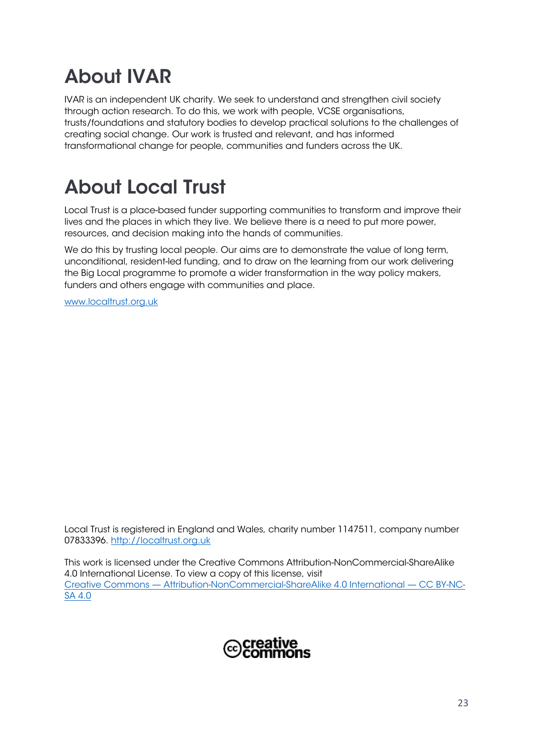## About IVAR

IVAR is an independent UK charity. We seek to understand and strengthen civil society through action research. To do this, we work with people, VCSE organisations, trusts/foundations and statutory bodies to develop practical solutions to the challenges of creating social change. Our work is trusted and relevant, and has informed transformational change for people, communities and funders across the UK.

## About Local Trust

Local Trust is a place-based funder supporting communities to transform and improve their lives and the places in which they live. We believe there is a need to put more power, resources, and decision making into the hands of communities.

We do this by trusting local people. Our aims are to demonstrate the value of long term, unconditional, resident-led funding, and to draw on the learning from our work delivering the Big Local programme to promote a wider transformation in the way policy makers, funders and others engage with communities and place.

[www.localtrust.org.uk](http://www.localtrust.org.uk)

Local Trust is registered in England and Wales, charity number 1147511, company number 07833396. [http://localtrust.org.uk](http://localtrust.org.uk)

This work is licensed under the Creative Commons Attribution-NonCommercial-ShareAlike 4.0 International License. To view a copy of this license, visit [Creative Commons — Attribution-NonCommercial-ShareAlike 4.0 International — CC BY-NC-SA 4.0](https://creativecommons.org/licenses/by-nc-sa/4.0/)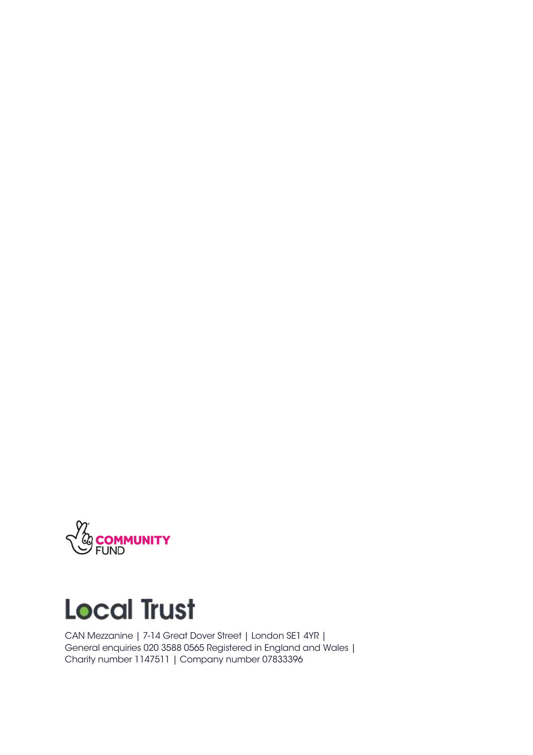COMMUNITY FUND

Local Trust

CAN Mezzanine | 7-14 Great Dover Street | London SE1 4YR |
General enquiries 020 3588 0565 Registered in England and Wales |
Charity number 1147511 | Company number 07833396